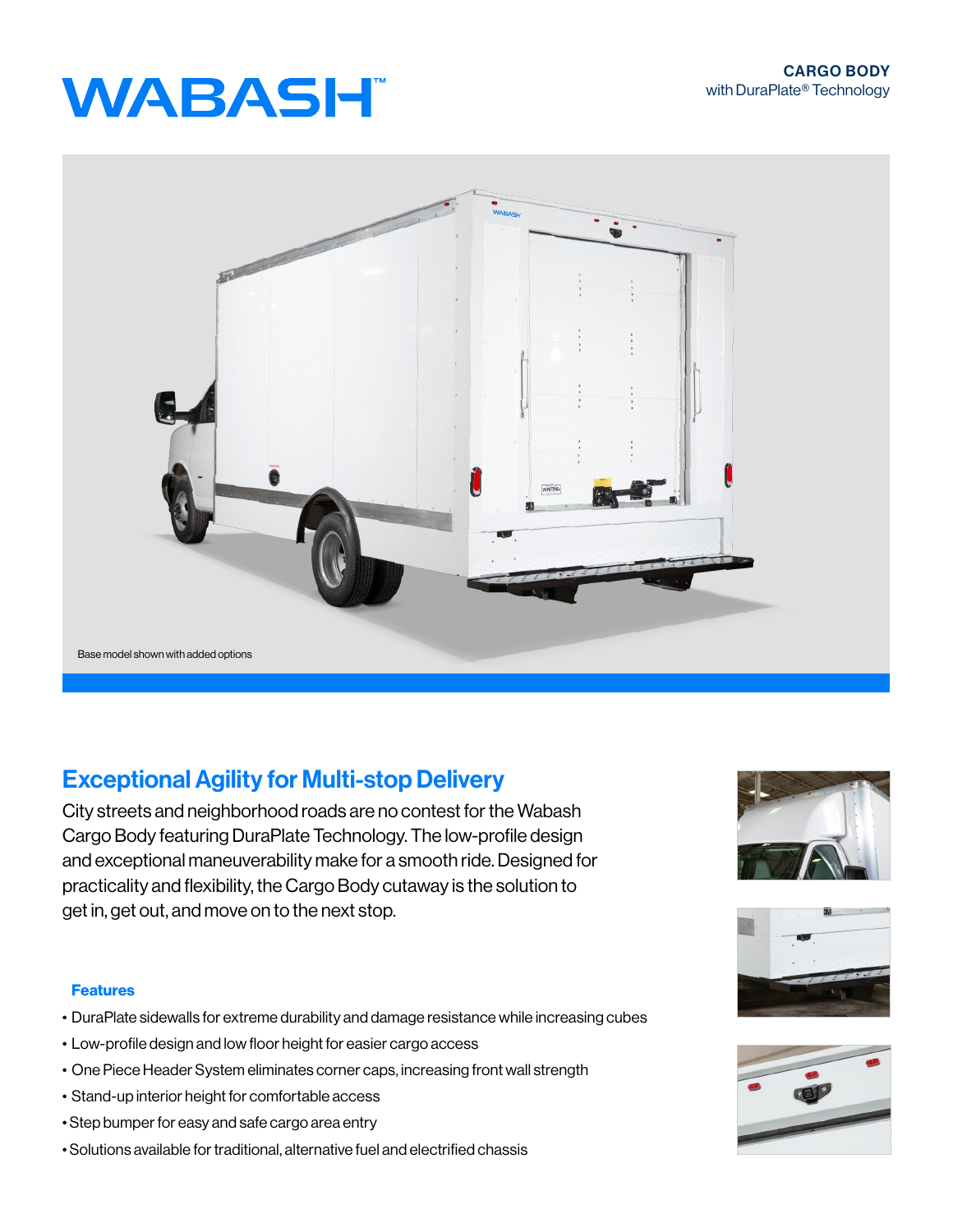# WABASH™

**CARGO BODY**
with DuraPlate® Technology

Base model shown with added options

## Exceptional Agility for Multi-stop Delivery

City streets and neighborhood roads are no contest for the Wabash Cargo Body featuring DuraPlate Technology. The low-profile design and exceptional maneuverability make for a smooth ride. Designed for practicality and flexibility, the Cargo Body cutaway is the solution to get in, get out, and move on to the next stop.

### Features

- DuraPlate sidewalls for extreme durability and damage resistance while increasing cubes
- Low-profile design and low floor height for easier cargo access
- One Piece Header System eliminates corner caps, increasing front wall strength
- Stand-up interior height for comfortable access
- Step bumper for easy and safe cargo area entry
- Solutions available for traditional, alternative fuel and electrified chassis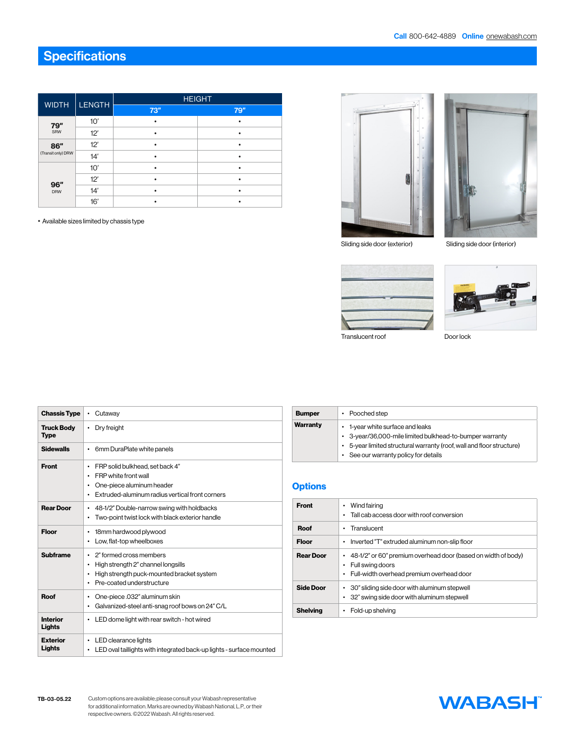Call 800-642-4889 Online onewabash.com

# Specifications

| WIDTH | LENGTH | HEIGHT | |
|---|---|---|---|
| | | 73" | 79" |
| 79" SRW | 10' | • | • |
| | 12' | • | • |
| 86" (Transit only) DRW | 12' | • | • |
| | 14' | • | • |
| 96" DRW | 10' | • | • |
| | 12' | • | • |
| | 14' | • | • |
| | 16' | • | • |

• Available sizes limited by chassis type

Sliding side door (exterior)

Sliding side door (interior)

Translucent roof

Door lock

| | |
|---|---|
| **Chassis Type** | • Cutaway |
| **Truck Body Type** | • Dry freight |
| **Sidewalls** | • 6mm DuraPlate white panels |
| **Front** | • FRP solid bulkhead, set back 4"<br>• FRP white front wall<br>• One-piece aluminum header<br>• Extruded-aluminum radius vertical front corners |
| **Rear Door** | • 48-1/2" Double-narrow swing with holdbacks<br>• Two-point twist lock with black exterior handle |
| **Floor** | • 18mm hardwood plywood<br>• Low, flat-top wheelboxes |
| **Subframe** | • 2" formed cross members<br>• High strength 2" channel longsills<br>• High strength puck-mounted bracket system<br>• Pre-coated understructure |
| **Roof** | • One-piece .032" aluminum skin<br>• Galvanized-steel anti-snag roof bows on 24" C/L |
| **Interior Lights** | • LED dome light with rear switch - hot wired |
| **Exterior Lights** | • LED clearance lights<br>• LED oval taillights with integrated back-up lights - surface mounted |
| **Bumper** | • Pooched step |
| **Warranty** | • 1-year white surface and leaks<br>• 3-year/36,000-mile limited bulkhead-to-bumper warranty<br>• 5-year limited structural warranty (roof, wall and floor structure)<br>• See our warranty policy for details |

## Options

| | |
|---|---|
| **Front** | • Wind fairing<br>• Tall cab access door with roof conversion |
| **Roof** | • Translucent |
| **Floor** | • Inverted "T" extruded aluminum non-slip floor |
| **Rear Door** | • 48-1/2" or 60" premium overhead door (based on width of body)<br>• Full swing doors<br>• Full-width overhead premium overhead door |
| **Side Door** | • 30" sliding side door with aluminum stepwell<br>• 32" swing side door with aluminum stepwell |
| **Shelving** | • Fold-up shelving |

TB-03-05.22

Custom options are available; please consult your Wabash representative for additional information. Marks are owned by Wabash National, L.P., or their respective owners. ©2022 Wabash. All rights reserved.

WABASH™